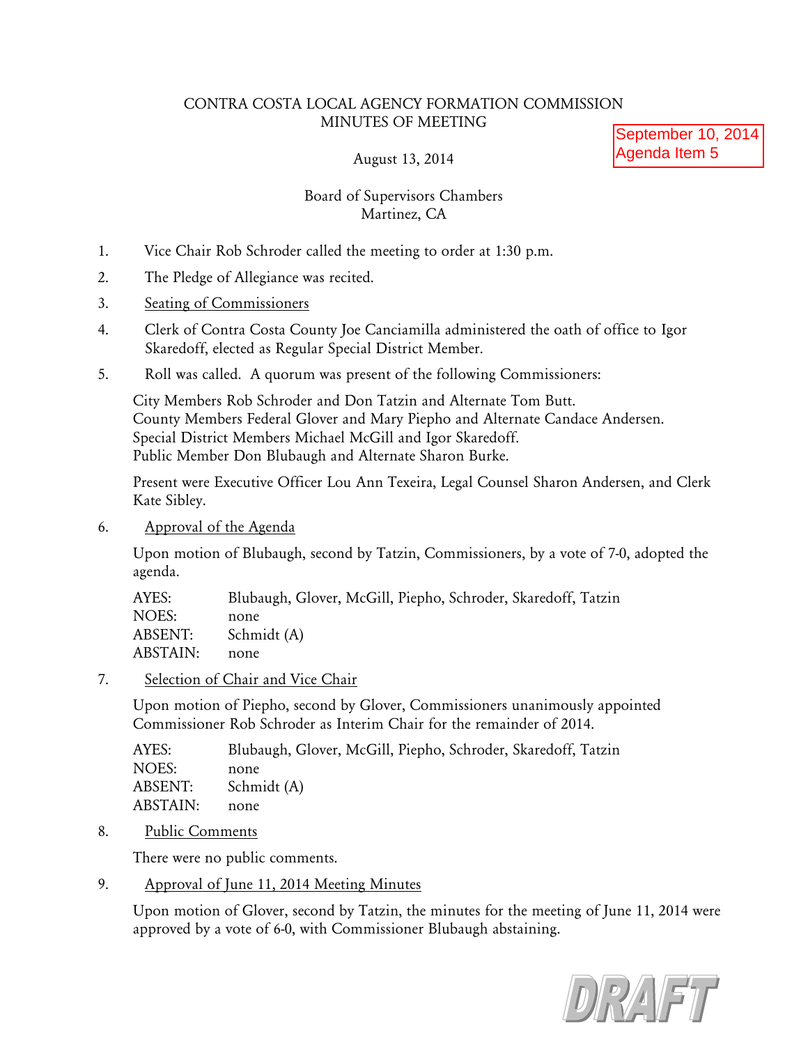CONTRA COSTA LOCAL AGENCY FORMATION COMMISSION
MINUTES OF MEETING

September 10, 2014
Agenda Item 5

August 13, 2014

Board of Supervisors Chambers
Martinez, CA

1. Vice Chair Rob Schroder called the meeting to order at 1:30 p.m.

2. The Pledge of Allegiance was recited.

3. Seating of Commissioners

4. Clerk of Contra Costa County Joe Canciamilla administered the oath of office to Igor Skaredoff, elected as Regular Special District Member.

5. Roll was called. A quorum was present of the following Commissioners:

   City Members Rob Schroder and Don Tatzin and Alternate Tom Butt.
   County Members Federal Glover and Mary Piepho and Alternate Candace Andersen.
   Special District Members Michael McGill and Igor Skaredoff.
   Public Member Don Blubaugh and Alternate Sharon Burke.

   Present were Executive Officer Lou Ann Texeira, Legal Counsel Sharon Andersen, and Clerk Kate Sibley.

6. Approval of the Agenda

   Upon motion of Blubaugh, second by Tatzin, Commissioners, by a vote of 7-0, adopted the agenda.

   AYES: Blubaugh, Glover, McGill, Piepho, Schroder, Skaredoff, Tatzin
   NOES: none
   ABSENT: Schmidt (A)
   ABSTAIN: none

7. Selection of Chair and Vice Chair

   Upon motion of Piepho, second by Glover, Commissioners unanimously appointed Commissioner Rob Schroder as Interim Chair for the remainder of 2014.

   AYES: Blubaugh, Glover, McGill, Piepho, Schroder, Skaredoff, Tatzin
   NOES: none
   ABSENT: Schmidt (A)
   ABSTAIN: none

8. Public Comments

   There were no public comments.

9. Approval of June 11, 2014 Meeting Minutes

   Upon motion of Glover, second by Tatzin, the minutes for the meeting of June 11, 2014 were approved by a vote of 6-0, with Commissioner Blubaugh abstaining.

DRAFT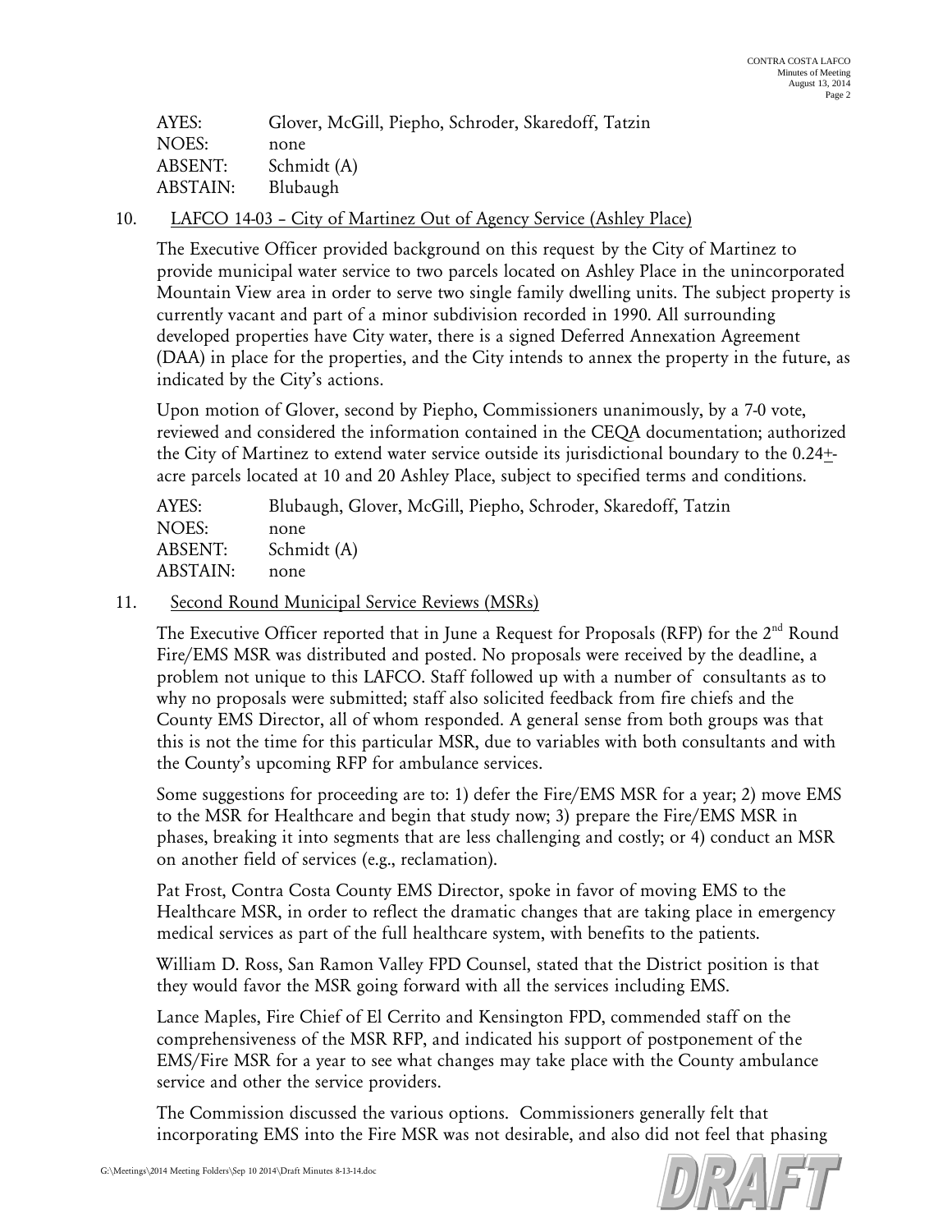| | |
|---|---|
| AYES: | Glover, McGill, Piepho, Schroder, Skaredoff, Tatzin |
| NOES: | none |
| ABSENT: | Schmidt (A) |
| ABSTAIN: | Blubaugh |

10. LAFCO 14-03 – City of Martinez Out of Agency Service (Ashley Place)

The Executive Officer provided background on this request by the City of Martinez to provide municipal water service to two parcels located on Ashley Place in the unincorporated Mountain View area in order to serve two single family dwelling units. The subject property is currently vacant and part of a minor subdivision recorded in 1990. All surrounding developed properties have City water, there is a signed Deferred Annexation Agreement (DAA) in place for the properties, and the City intends to annex the property in the future, as indicated by the City's actions.

Upon motion of Glover, second by Piepho, Commissioners unanimously, by a 7-0 vote, reviewed and considered the information contained in the CEQA documentation; authorized the City of Martinez to extend water service outside its jurisdictional boundary to the 0.24±-acre parcels located at 10 and 20 Ashley Place, subject to specified terms and conditions.

| | |
|---|---|
| AYES: | Blubaugh, Glover, McGill, Piepho, Schroder, Skaredoff, Tatzin |
| NOES: | none |
| ABSENT: | Schmidt (A) |
| ABSTAIN: | none |

11. Second Round Municipal Service Reviews (MSRs)

The Executive Officer reported that in June a Request for Proposals (RFP) for the 2nd Round Fire/EMS MSR was distributed and posted. No proposals were received by the deadline, a problem not unique to this LAFCO. Staff followed up with a number of consultants as to why no proposals were submitted; staff also solicited feedback from fire chiefs and the County EMS Director, all of whom responded. A general sense from both groups was that this is not the time for this particular MSR, due to variables with both consultants and with the County's upcoming RFP for ambulance services.

Some suggestions for proceeding are to: 1) defer the Fire/EMS MSR for a year; 2) move EMS to the MSR for Healthcare and begin that study now; 3) prepare the Fire/EMS MSR in phases, breaking it into segments that are less challenging and costly; or 4) conduct an MSR on another field of services (e.g., reclamation).

Pat Frost, Contra Costa County EMS Director, spoke in favor of moving EMS to the Healthcare MSR, in order to reflect the dramatic changes that are taking place in emergency medical services as part of the full healthcare system, with benefits to the patients.

William D. Ross, San Ramon Valley FPD Counsel, stated that the District position is that they would favor the MSR going forward with all the services including EMS.

Lance Maples, Fire Chief of El Cerrito and Kensington FPD, commended staff on the comprehensiveness of the MSR RFP, and indicated his support of postponement of the EMS/Fire MSR for a year to see what changes may take place with the County ambulance service and other the service providers.

The Commission discussed the various options. Commissioners generally felt that incorporating EMS into the Fire MSR was not desirable, and also did not feel that phasing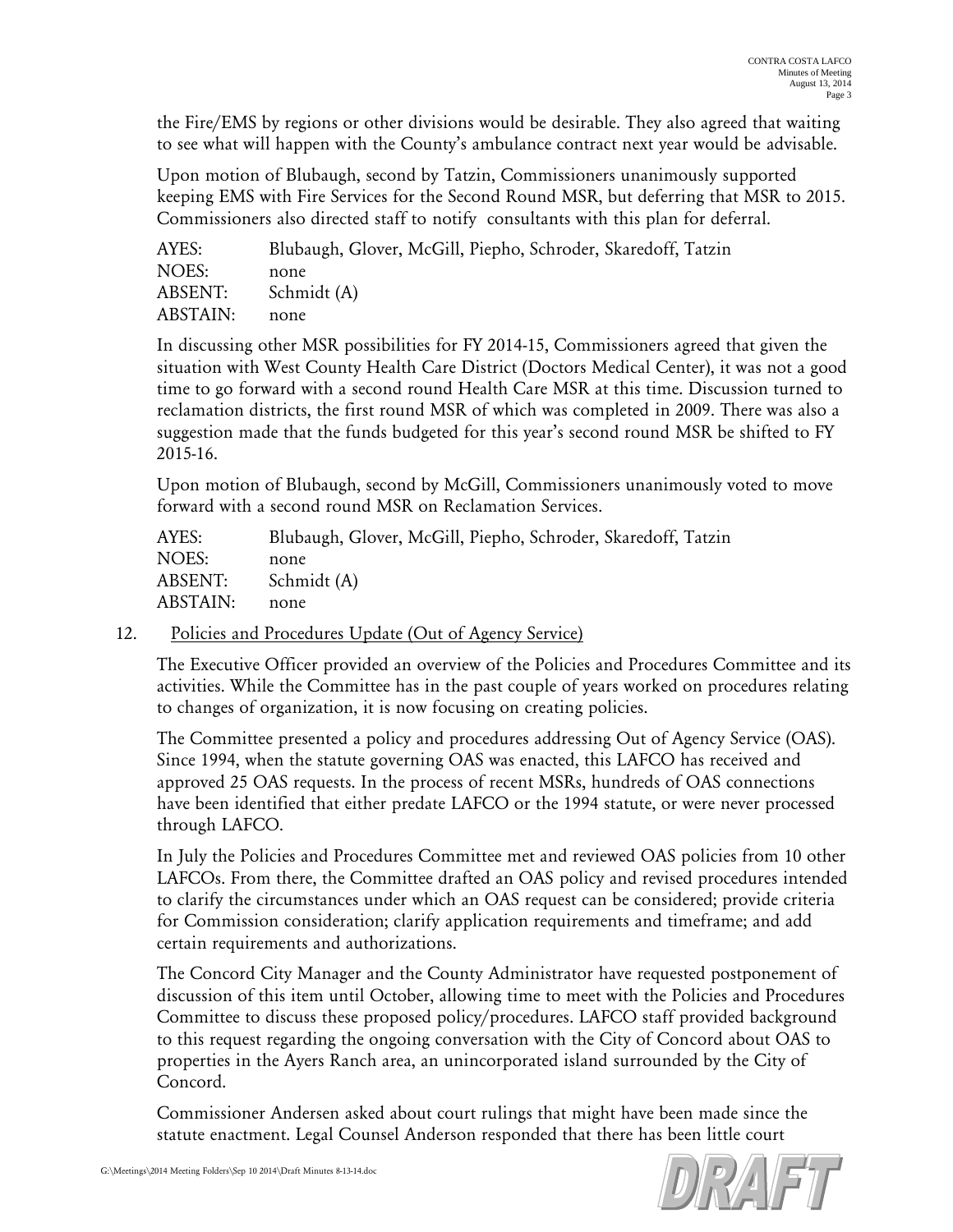the Fire/EMS by regions or other divisions would be desirable. They also agreed that waiting to see what will happen with the County's ambulance contract next year would be advisable.

Upon motion of Blubaugh, second by Tatzin, Commissioners unanimously supported keeping EMS with Fire Services for the Second Round MSR, but deferring that MSR to 2015. Commissioners also directed staff to notify consultants with this plan for deferral.

| | |
|---|---|
| AYES: | Blubaugh, Glover, McGill, Piepho, Schroder, Skaredoff, Tatzin |
| NOES: | none |
| ABSENT: | Schmidt (A) |
| ABSTAIN: | none |

In discussing other MSR possibilities for FY 2014-15, Commissioners agreed that given the situation with West County Health Care District (Doctors Medical Center), it was not a good time to go forward with a second round Health Care MSR at this time. Discussion turned to reclamation districts, the first round MSR of which was completed in 2009. There was also a suggestion made that the funds budgeted for this year's second round MSR be shifted to FY 2015-16.

Upon motion of Blubaugh, second by McGill, Commissioners unanimously voted to move forward with a second round MSR on Reclamation Services.

| | |
|---|---|
| AYES: | Blubaugh, Glover, McGill, Piepho, Schroder, Skaredoff, Tatzin |
| NOES: | none |
| ABSENT: | Schmidt (A) |
| ABSTAIN: | none |

12. <u>Policies and Procedures Update (Out of Agency Service)</u>

The Executive Officer provided an overview of the Policies and Procedures Committee and its activities. While the Committee has in the past couple of years worked on procedures relating to changes of organization, it is now focusing on creating policies.

The Committee presented a policy and procedures addressing Out of Agency Service (OAS). Since 1994, when the statute governing OAS was enacted, this LAFCO has received and approved 25 OAS requests. In the process of recent MSRs, hundreds of OAS connections have been identified that either predate LAFCO or the 1994 statute, or were never processed through LAFCO.

In July the Policies and Procedures Committee met and reviewed OAS policies from 10 other LAFCOs. From there, the Committee drafted an OAS policy and revised procedures intended to clarify the circumstances under which an OAS request can be considered; provide criteria for Commission consideration; clarify application requirements and timeframe; and add certain requirements and authorizations.

The Concord City Manager and the County Administrator have requested postponement of discussion of this item until October, allowing time to meet with the Policies and Procedures Committee to discuss these proposed policy/procedures. LAFCO staff provided background to this request regarding the ongoing conversation with the City of Concord about OAS to properties in the Ayers Ranch area, an unincorporated island surrounded by the City of Concord.

Commissioner Andersen asked about court rulings that might have been made since the statute enactment. Legal Counsel Anderson responded that there has been little court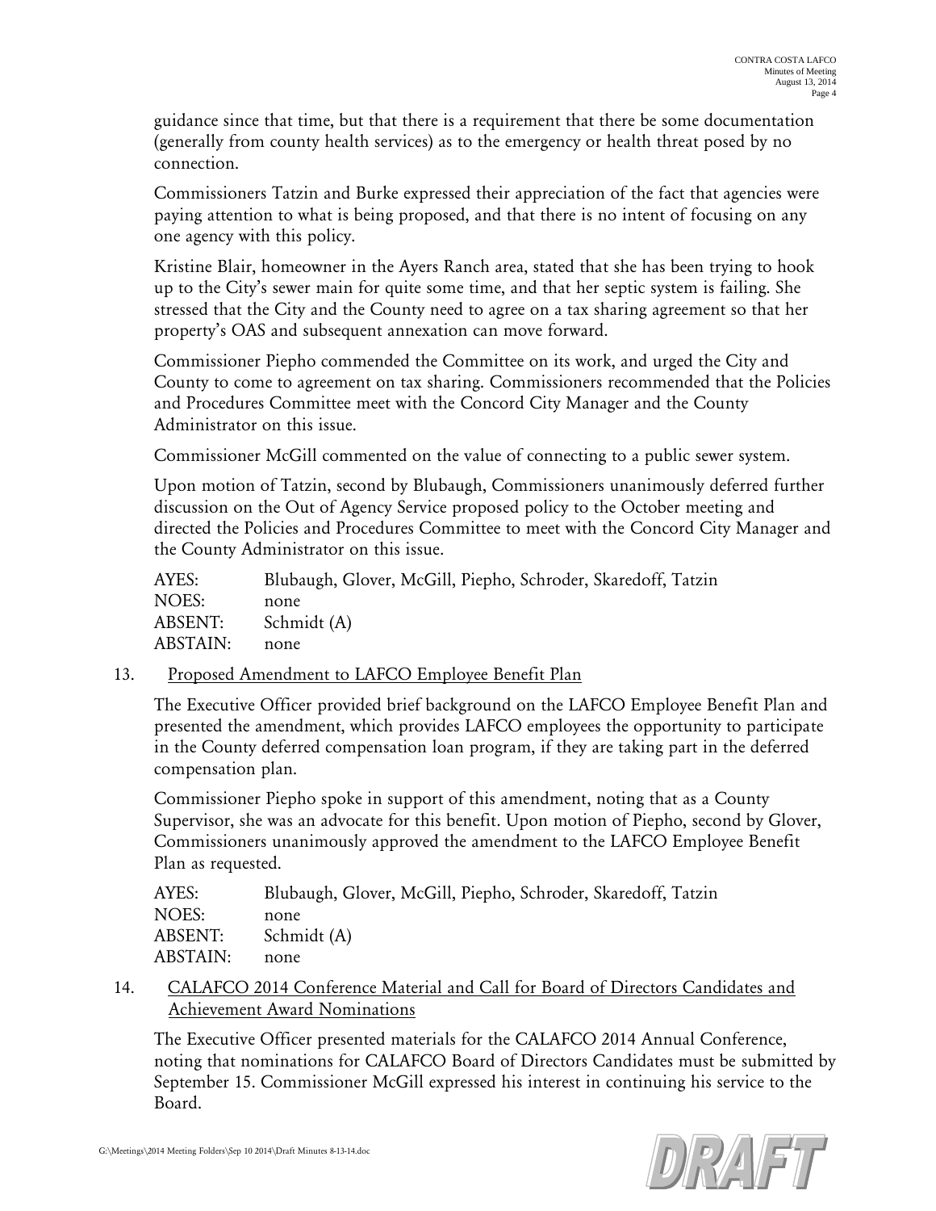guidance since that time, but that there is a requirement that there be some documentation (generally from county health services) as to the emergency or health threat posed by no connection.

Commissioners Tatzin and Burke expressed their appreciation of the fact that agencies were paying attention to what is being proposed, and that there is no intent of focusing on any one agency with this policy.

Kristine Blair, homeowner in the Ayers Ranch area, stated that she has been trying to hook up to the City's sewer main for quite some time, and that her septic system is failing. She stressed that the City and the County need to agree on a tax sharing agreement so that her property's OAS and subsequent annexation can move forward.

Commissioner Piepho commended the Committee on its work, and urged the City and County to come to agreement on tax sharing. Commissioners recommended that the Policies and Procedures Committee meet with the Concord City Manager and the County Administrator on this issue.

Commissioner McGill commented on the value of connecting to a public sewer system.

Upon motion of Tatzin, second by Blubaugh, Commissioners unanimously deferred further discussion on the Out of Agency Service proposed policy to the October meeting and directed the Policies and Procedures Committee to meet with the Concord City Manager and the County Administrator on this issue.

| | |
|---|---|
| AYES: | Blubaugh, Glover, McGill, Piepho, Schroder, Skaredoff, Tatzin |
| NOES: | none |
| ABSENT: | Schmidt (A) |
| ABSTAIN: | none |

13. Proposed Amendment to LAFCO Employee Benefit Plan

The Executive Officer provided brief background on the LAFCO Employee Benefit Plan and presented the amendment, which provides LAFCO employees the opportunity to participate in the County deferred compensation loan program, if they are taking part in the deferred compensation plan.

Commissioner Piepho spoke in support of this amendment, noting that as a County Supervisor, she was an advocate for this benefit. Upon motion of Piepho, second by Glover, Commissioners unanimously approved the amendment to the LAFCO Employee Benefit Plan as requested.

| | |
|---|---|
| AYES: | Blubaugh, Glover, McGill, Piepho, Schroder, Skaredoff, Tatzin |
| NOES: | none |
| ABSENT: | Schmidt (A) |
| ABSTAIN: | none |

14. CALAFCO 2014 Conference Material and Call for Board of Directors Candidates and Achievement Award Nominations

The Executive Officer presented materials for the CALAFCO 2014 Annual Conference, noting that nominations for CALAFCO Board of Directors Candidates must be submitted by September 15. Commissioner McGill expressed his interest in continuing his service to the Board.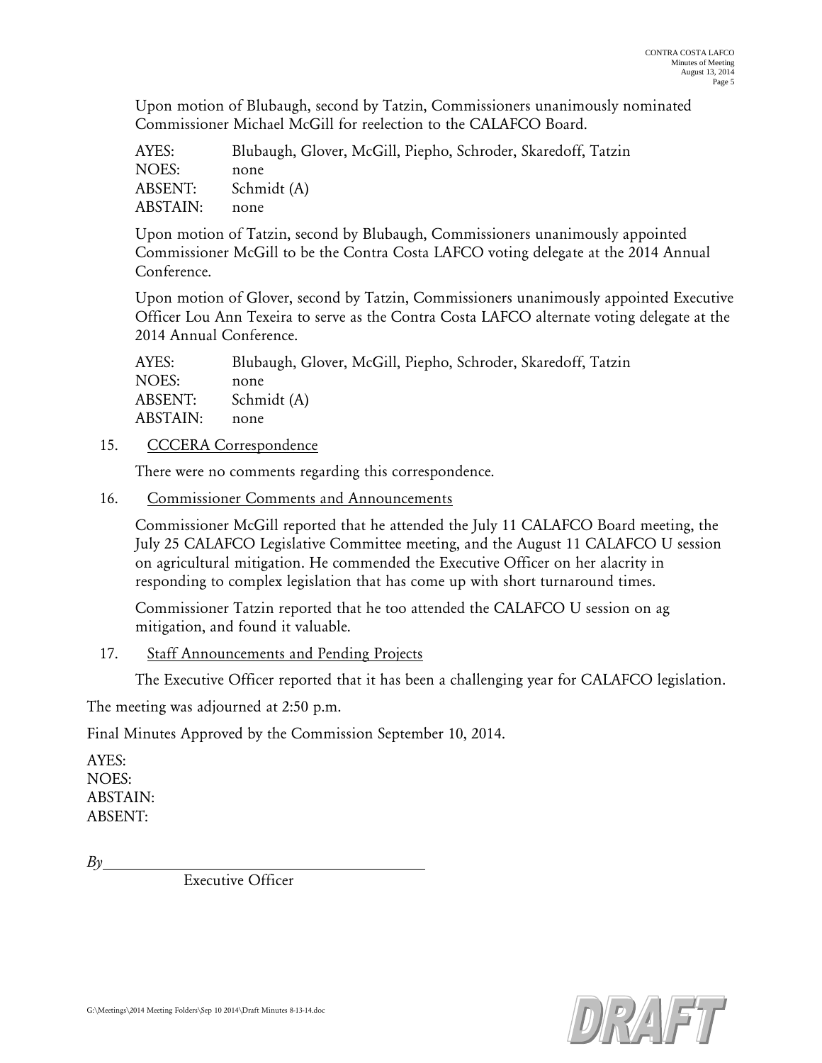Upon motion of Blubaugh, second by Tatzin, Commissioners unanimously nominated Commissioner Michael McGill for reelection to the CALAFCO Board.

| | |
|---|---|
| AYES: | Blubaugh, Glover, McGill, Piepho, Schroder, Skaredoff, Tatzin |
| NOES: | none |
| ABSENT: | Schmidt (A) |
| ABSTAIN: | none |

Upon motion of Tatzin, second by Blubaugh, Commissioners unanimously appointed Commissioner McGill to be the Contra Costa LAFCO voting delegate at the 2014 Annual Conference.

Upon motion of Glover, second by Tatzin, Commissioners unanimously appointed Executive Officer Lou Ann Texeira to serve as the Contra Costa LAFCO alternate voting delegate at the 2014 Annual Conference.

| | |
|---|---|
| AYES: | Blubaugh, Glover, McGill, Piepho, Schroder, Skaredoff, Tatzin |
| NOES: | none |
| ABSENT: | Schmidt (A) |
| ABSTAIN: | none |

15. CCCERA Correspondence

There were no comments regarding this correspondence.

16. Commissioner Comments and Announcements

Commissioner McGill reported that he attended the July 11 CALAFCO Board meeting, the July 25 CALAFCO Legislative Committee meeting, and the August 11 CALAFCO U session on agricultural mitigation. He commended the Executive Officer on her alacrity in responding to complex legislation that has come up with short turnaround times.

Commissioner Tatzin reported that he too attended the CALAFCO U session on ag mitigation, and found it valuable.

17. Staff Announcements and Pending Projects

The Executive Officer reported that it has been a challenging year for CALAFCO legislation.

The meeting was adjourned at 2:50 p.m.

Final Minutes Approved by the Commission September 10, 2014.

AYES:
NOES:
ABSTAIN:
ABSENT:

*By*\_\_\_\_\_\_\_\_\_\_\_\_\_\_\_\_\_\_\_\_\_\_\_\_\_\_\_\_\_\_\_\_\_\_\_\_\_\_\_\_\_\_\_\_

Executive Officer

G:\Meetings\2014 Meeting Folders\Sep 10 2014\Draft Minutes 8-13-14.doc

DRAFT